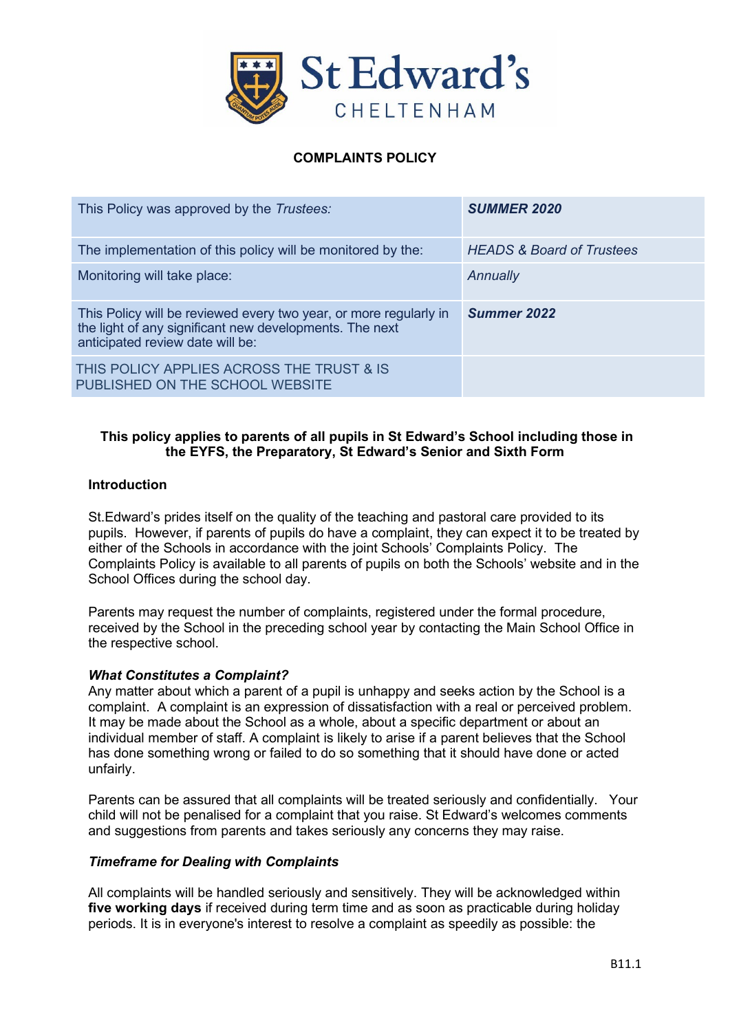St Edward's

CHELTENHAM

# COMPLAINTS POLICY

| This Policy was approved by the *Trustees:* | ***SUMMER 2020*** |
|---|---|
| The implementation of this policy will be monitored by the: | *HEADS & Board of Trustees* |
| Monitoring will take place: | *Annually* |
| This Policy will be reviewed every two year, or more regularly in the light of any significant new developments. The next anticipated review date will be: | ***Summer 2022*** |
| THIS POLICY APPLIES ACROSS THE TRUST & IS PUBLISHED ON THE SCHOOL WEBSITE | |

**This policy applies to parents of all pupils in St Edward's School including those in the EYFS, the Preparatory, St Edward's Senior and Sixth Form**

## Introduction

St.Edward's prides itself on the quality of the teaching and pastoral care provided to its pupils. However, if parents of pupils do have a complaint, they can expect it to be treated by either of the Schools in accordance with the joint Schools' Complaints Policy. The Complaints Policy is available to all parents of pupils on both the Schools' website and in the School Offices during the school day.

Parents may request the number of complaints, registered under the formal procedure, received by the School in the preceding school year by contacting the Main School Office in the respective school.

### *What Constitutes a Complaint?*

Any matter about which a parent of a pupil is unhappy and seeks action by the School is a complaint. A complaint is an expression of dissatisfaction with a real or perceived problem. It may be made about the School as a whole, about a specific department or about an individual member of staff. A complaint is likely to arise if a parent believes that the School has done something wrong or failed to do so something that it should have done or acted unfairly.

Parents can be assured that all complaints will be treated seriously and confidentially. Your child will not be penalised for a complaint that you raise. St Edward's welcomes comments and suggestions from parents and takes seriously any concerns they may raise.

### *Timeframe for Dealing with Complaints*

All complaints will be handled seriously and sensitively. They will be acknowledged within **five working days** if received during term time and as soon as practicable during holiday periods. It is in everyone's interest to resolve a complaint as speedily as possible: the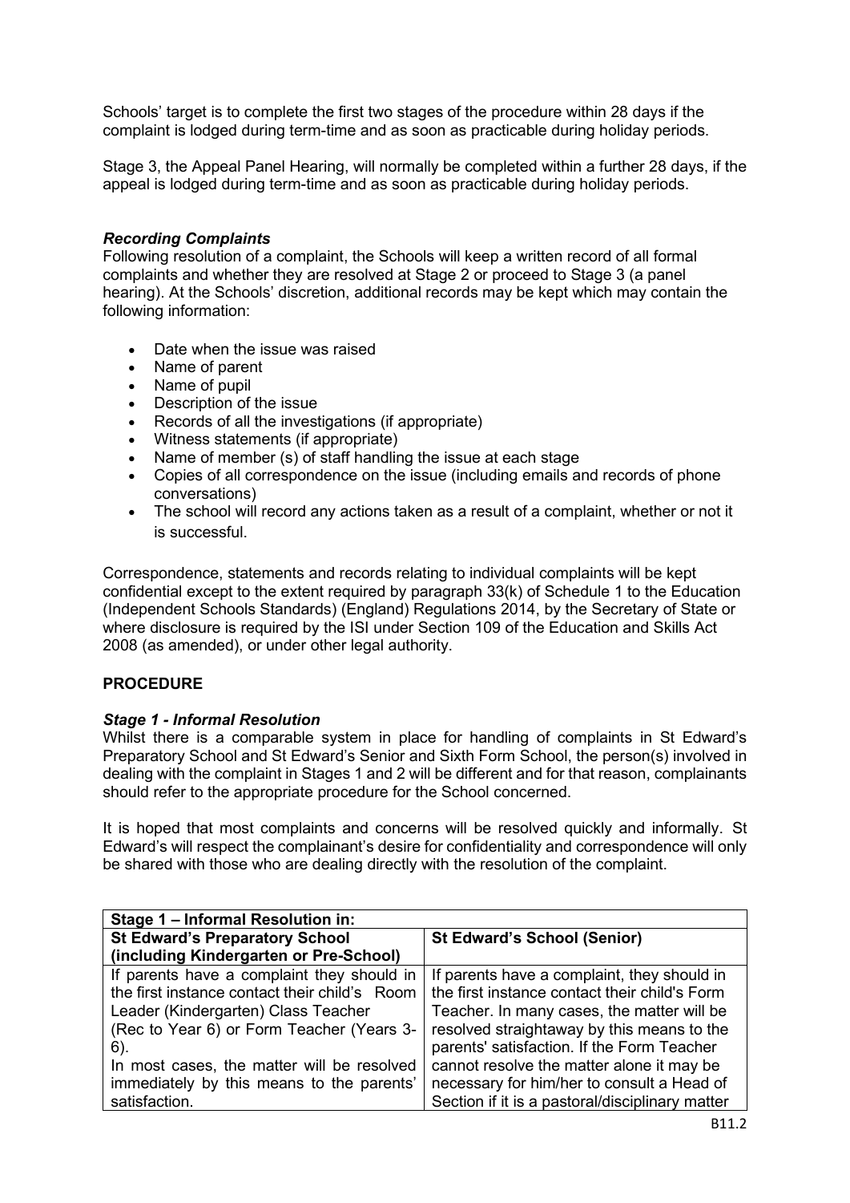Schools' target is to complete the first two stages of the procedure within 28 days if the complaint is lodged during term-time and as soon as practicable during holiday periods.

Stage 3, the Appeal Panel Hearing, will normally be completed within a further 28 days, if the appeal is lodged during term-time and as soon as practicable during holiday periods.

### *Recording Complaints*

Following resolution of a complaint, the Schools will keep a written record of all formal complaints and whether they are resolved at Stage 2 or proceed to Stage 3 (a panel hearing). At the Schools' discretion, additional records may be kept which may contain the following information:

- Date when the issue was raised
- Name of parent
- Name of pupil
- Description of the issue
- Records of all the investigations (if appropriate)
- Witness statements (if appropriate)
- Name of member (s) of staff handling the issue at each stage
- Copies of all correspondence on the issue (including emails and records of phone conversations)
- The school will record any actions taken as a result of a complaint, whether or not it is successful.

Correspondence, statements and records relating to individual complaints will be kept confidential except to the extent required by paragraph 33(k) of Schedule 1 to the Education (Independent Schools Standards) (England) Regulations 2014, by the Secretary of State or where disclosure is required by the ISI under Section 109 of the Education and Skills Act 2008 (as amended), or under other legal authority.

## PROCEDURE

### *Stage 1 - Informal Resolution*

Whilst there is a comparable system in place for handling of complaints in St Edward's Preparatory School and St Edward's Senior and Sixth Form School, the person(s) involved in dealing with the complaint in Stages 1 and 2 will be different and for that reason, complainants should refer to the appropriate procedure for the School concerned.

It is hoped that most complaints and concerns will be resolved quickly and informally. St Edward's will respect the complainant's desire for confidentiality and correspondence will only be shared with those who are dealing directly with the resolution of the complaint.

| **Stage 1 – Informal Resolution in:** | |
|---|---|
| **St Edward's Preparatory School (including Kindergarten or Pre-School)** | **St Edward's School (Senior)** |
| If parents have a complaint they should in the first instance contact their child's Room Leader (Kindergarten) Class Teacher (Rec to Year 6) or Form Teacher (Years 3-6).<br>In most cases, the matter will be resolved immediately by this means to the parents' satisfaction. | If parents have a complaint, they should in the first instance contact their child's Form Teacher. In many cases, the matter will be resolved straightaway by this means to the parents' satisfaction. If the Form Teacher cannot resolve the matter alone it may be necessary for him/her to consult a Head of Section if it is a pastoral/disciplinary matter |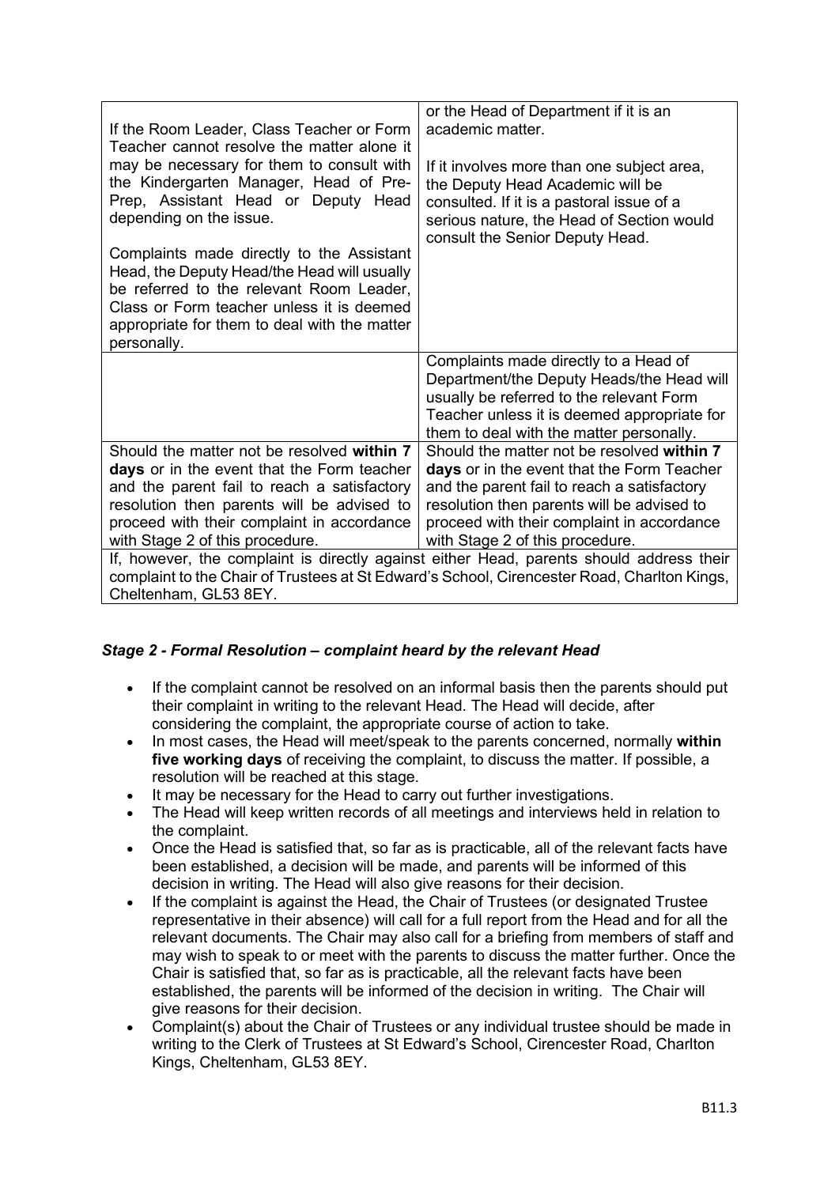| | |
|---|---|
| If the Room Leader, Class Teacher or Form Teacher cannot resolve the matter alone it may be necessary for them to consult with the Kindergarten Manager, Head of Pre-Prep, Assistant Head or Deputy Head depending on the issue.<br><br>Complaints made directly to the Assistant Head, the Deputy Head/the Head will usually be referred to the relevant Room Leader, Class or Form teacher unless it is deemed appropriate for them to deal with the matter personally. | or the Head of Department if it is an academic matter.<br><br>If it involves more than one subject area, the Deputy Head Academic will be consulted. If it is a pastoral issue of a serious nature, the Head of Section would consult the Senior Deputy Head. |
| | Complaints made directly to a Head of Department/the Deputy Heads/the Head will usually be referred to the relevant Form Teacher unless it is deemed appropriate for them to deal with the matter personally. |
| Should the matter not be resolved **within 7 days** or in the event that the Form teacher and the parent fail to reach a satisfactory resolution then parents will be advised to proceed with their complaint in accordance with Stage 2 of this procedure. | Should the matter not be resolved **within 7 days** or in the event that the Form Teacher and the parent fail to reach a satisfactory resolution then parents will be advised to proceed with their complaint in accordance with Stage 2 of this procedure. |
| If, however, the complaint is directly against either Head, parents should address their complaint to the Chair of Trustees at St Edward's School, Cirencester Road, Charlton Kings, Cheltenham, GL53 8EY. | |

### *Stage 2 - Formal Resolution – complaint heard by the relevant Head*

- If the complaint cannot be resolved on an informal basis then the parents should put their complaint in writing to the relevant Head. The Head will decide, after considering the complaint, the appropriate course of action to take.
- In most cases, the Head will meet/speak to the parents concerned, normally **within five working days** of receiving the complaint, to discuss the matter. If possible, a resolution will be reached at this stage.
- It may be necessary for the Head to carry out further investigations.
- The Head will keep written records of all meetings and interviews held in relation to the complaint.
- Once the Head is satisfied that, so far as is practicable, all of the relevant facts have been established, a decision will be made, and parents will be informed of this decision in writing. The Head will also give reasons for their decision.
- If the complaint is against the Head, the Chair of Trustees (or designated Trustee representative in their absence) will call for a full report from the Head and for all the relevant documents. The Chair may also call for a briefing from members of staff and may wish to speak to or meet with the parents to discuss the matter further. Once the Chair is satisfied that, so far as is practicable, all the relevant facts have been established, the parents will be informed of the decision in writing. The Chair will give reasons for their decision.
- Complaint(s) about the Chair of Trustees or any individual trustee should be made in writing to the Clerk of Trustees at St Edward's School, Cirencester Road, Charlton Kings, Cheltenham, GL53 8EY.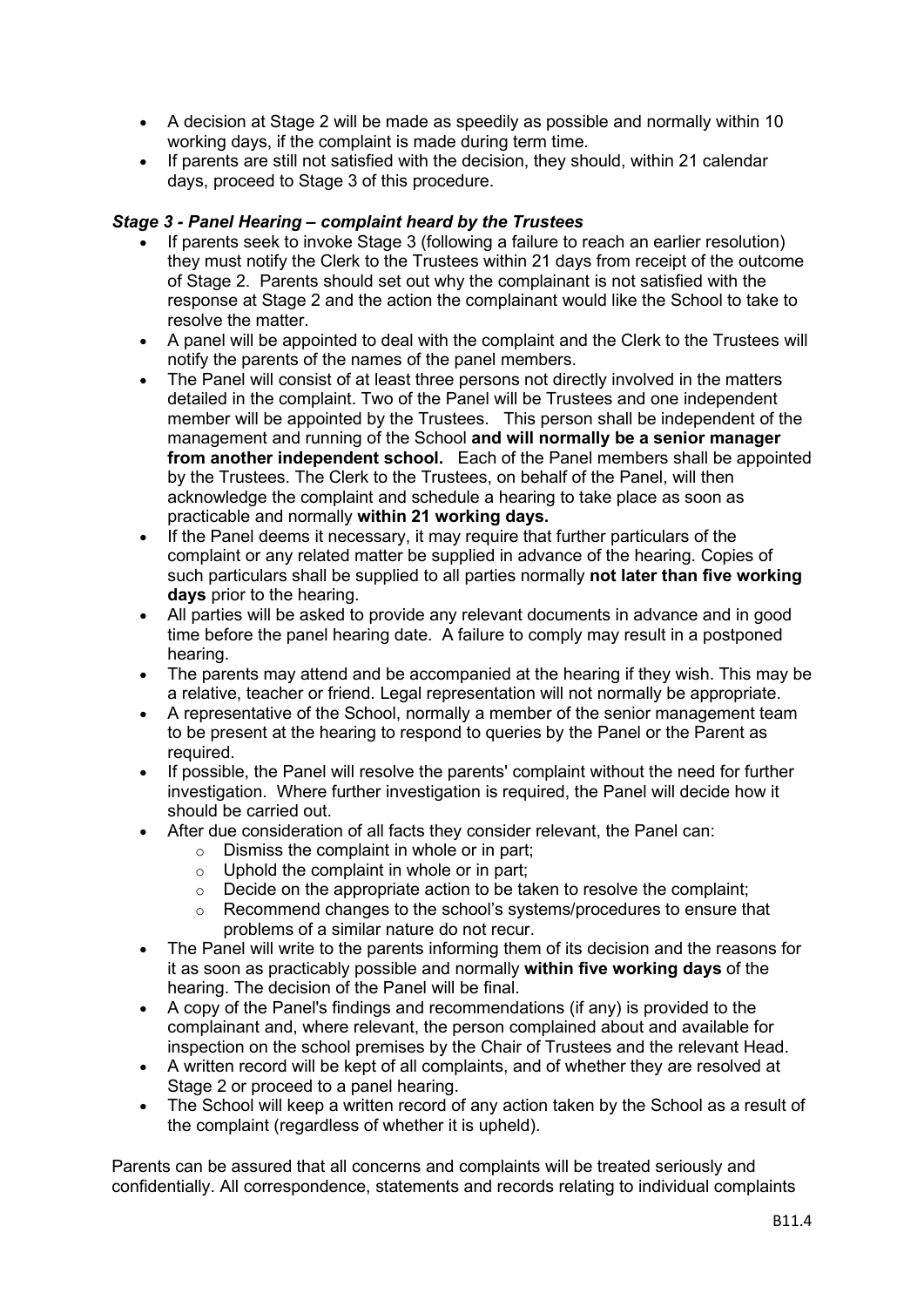- A decision at Stage 2 will be made as speedily as possible and normally within 10 working days, if the complaint is made during term time.
- If parents are still not satisfied with the decision, they should, within 21 calendar days, proceed to Stage 3 of this procedure.

### *Stage 3 - Panel Hearing – complaint heard by the Trustees*

- If parents seek to invoke Stage 3 (following a failure to reach an earlier resolution) they must notify the Clerk to the Trustees within 21 days from receipt of the outcome of Stage 2. Parents should set out why the complainant is not satisfied with the response at Stage 2 and the action the complainant would like the School to take to resolve the matter.
- A panel will be appointed to deal with the complaint and the Clerk to the Trustees will notify the parents of the names of the panel members.
- The Panel will consist of at least three persons not directly involved in the matters detailed in the complaint. Two of the Panel will be Trustees and one independent member will be appointed by the Trustees. This person shall be independent of the management and running of the School **and will normally be a senior manager from another independent school.** Each of the Panel members shall be appointed by the Trustees. The Clerk to the Trustees, on behalf of the Panel, will then acknowledge the complaint and schedule a hearing to take place as soon as practicable and normally **within 21 working days.**
- If the Panel deems it necessary, it may require that further particulars of the complaint or any related matter be supplied in advance of the hearing. Copies of such particulars shall be supplied to all parties normally **not later than five working days** prior to the hearing.
- All parties will be asked to provide any relevant documents in advance and in good time before the panel hearing date. A failure to comply may result in a postponed hearing.
- The parents may attend and be accompanied at the hearing if they wish. This may be a relative, teacher or friend. Legal representation will not normally be appropriate.
- A representative of the School, normally a member of the senior management team to be present at the hearing to respond to queries by the Panel or the Parent as required.
- If possible, the Panel will resolve the parents' complaint without the need for further investigation. Where further investigation is required, the Panel will decide how it should be carried out.
- After due consideration of all facts they consider relevant, the Panel can:
  - Dismiss the complaint in whole or in part;
  - Uphold the complaint in whole or in part;
  - Decide on the appropriate action to be taken to resolve the complaint;
  - Recommend changes to the school's systems/procedures to ensure that problems of a similar nature do not recur.
- The Panel will write to the parents informing them of its decision and the reasons for it as soon as practicably possible and normally **within five working days** of the hearing. The decision of the Panel will be final.
- A copy of the Panel's findings and recommendations (if any) is provided to the complainant and, where relevant, the person complained about and available for inspection on the school premises by the Chair of Trustees and the relevant Head.
- A written record will be kept of all complaints, and of whether they are resolved at Stage 2 or proceed to a panel hearing.
- The School will keep a written record of any action taken by the School as a result of the complaint (regardless of whether it is upheld).

Parents can be assured that all concerns and complaints will be treated seriously and confidentially. All correspondence, statements and records relating to individual complaints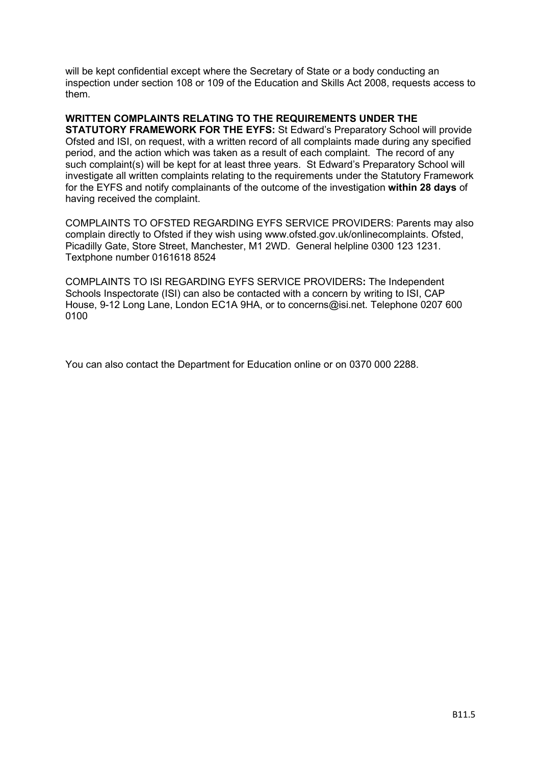will be kept confidential except where the Secretary of State or a body conducting an inspection under section 108 or 109 of the Education and Skills Act 2008, requests access to them.

**WRITTEN COMPLAINTS RELATING TO THE REQUIREMENTS UNDER THE STATUTORY FRAMEWORK FOR THE EYFS:** St Edward's Preparatory School will provide Ofsted and ISI, on request, with a written record of all complaints made during any specified period, and the action which was taken as a result of each complaint. The record of any such complaint(s) will be kept for at least three years. St Edward's Preparatory School will investigate all written complaints relating to the requirements under the Statutory Framework for the EYFS and notify complainants of the outcome of the investigation **within 28 days** of having received the complaint.

COMPLAINTS TO OFSTED REGARDING EYFS SERVICE PROVIDERS: Parents may also complain directly to Ofsted if they wish using www.ofsted.gov.uk/onlinecomplaints. Ofsted, Picadilly Gate, Store Street, Manchester, M1 2WD. General helpline 0300 123 1231. Textphone number 0161618 8524

COMPLAINTS TO ISI REGARDING EYFS SERVICE PROVIDERS**:** The Independent Schools Inspectorate (ISI) can also be contacted with a concern by writing to ISI, CAP House, 9-12 Long Lane, London EC1A 9HA, or to concerns@isi.net. Telephone 0207 600 0100

You can also contact the Department for Education online or on 0370 000 2288.